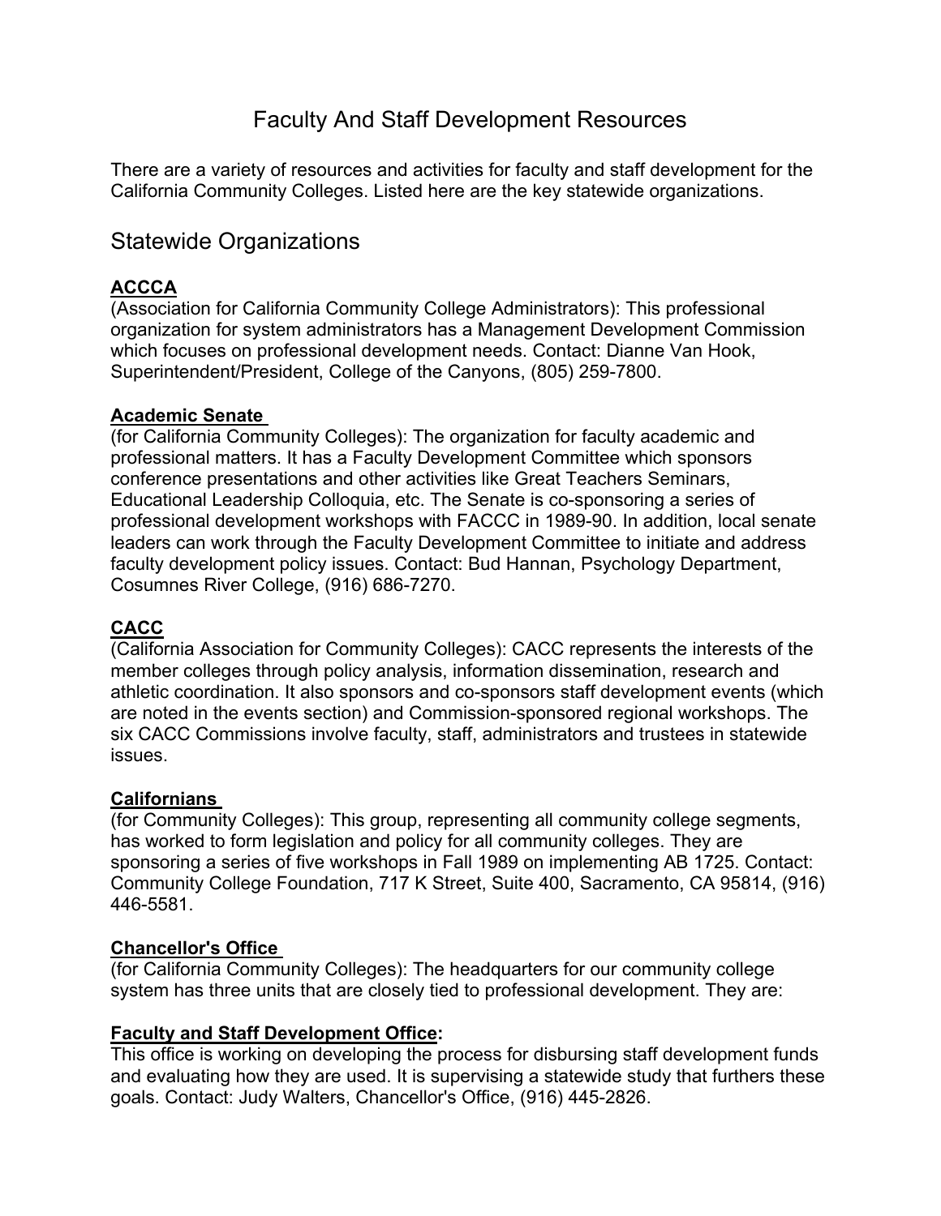# Faculty And Staff Development Resources

There are a variety of resources and activities for faculty and staff development for the California Community Colleges. Listed here are the key statewide organizations.

## Statewide Organizations

### ACCCA

(Association for California Community College Administrators): This professional organization for system administrators has a Management Development Commission which focuses on professional development needs. Contact: Dianne Van Hook, Superintendent/President, College of the Canyons, (805) 259-7800.

### Academic Senate

(for California Community Colleges): The organization for faculty academic and professional matters. It has a Faculty Development Committee which sponsors conference presentations and other activities like Great Teachers Seminars, Educational Leadership Colloquia, etc. The Senate is co-sponsoring a series of professional development workshops with FACCC in 1989-90. In addition, local senate leaders can work through the Faculty Development Committee to initiate and address faculty development policy issues. Contact: Bud Hannan, Psychology Department, Cosumnes River College, (916) 686-7270.

### CACC

(California Association for Community Colleges): CACC represents the interests of the member colleges through policy analysis, information dissemination, research and athletic coordination. It also sponsors and co-sponsors staff development events (which are noted in the events section) and Commission-sponsored regional workshops. The six CACC Commissions involve faculty, staff, administrators and trustees in statewide issues.

### Californians

(for Community Colleges): This group, representing all community college segments, has worked to form legislation and policy for all community colleges. They are sponsoring a series of five workshops in Fall 1989 on implementing AB 1725. Contact: Community College Foundation, 717 K Street, Suite 400, Sacramento, CA 95814, (916) 446-5581.

### Chancellor's Office

(for California Community Colleges): The headquarters for our community college system has three units that are closely tied to professional development. They are:

### Faculty and Staff Development Office:

This office is working on developing the process for disbursing staff development funds and evaluating how they are used. It is supervising a statewide study that furthers these goals. Contact: Judy Walters, Chancellor's Office, (916) 445-2826.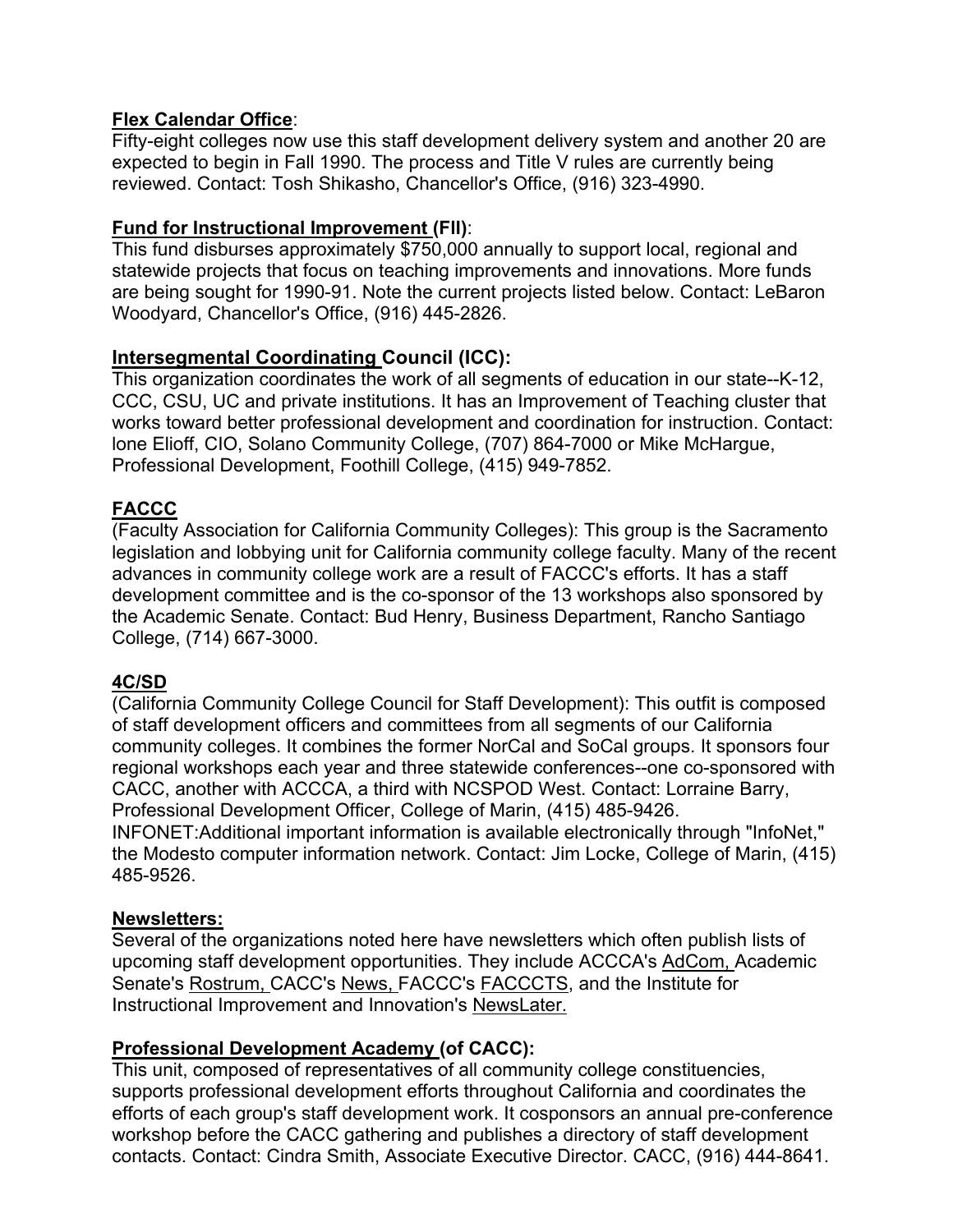**Flex Calendar Office**:
Fifty-eight colleges now use this staff development delivery system and another 20 are expected to begin in Fall 1990. The process and Title V rules are currently being reviewed. Contact: Tosh Shikasho, Chancellor's Office, (916) 323-4990.

**Fund for Instructional Improvement (FII)**:
This fund disburses approximately $750,000 annually to support local, regional and statewide projects that focus on teaching improvements and innovations. More funds are being sought for 1990-91. Note the current projects listed below. Contact: LeBaron Woodyard, Chancellor's Office, (916) 445-2826.

**Intersegmental Coordinating Council (ICC):**
This organization coordinates the work of all segments of education in our state--K-12, CCC, CSU, UC and private institutions. It has an Improvement of Teaching cluster that works toward better professional development and coordination for instruction. Contact: lone Elioff, CIO, Solano Community College, (707) 864-7000 or Mike McHargue, Professional Development, Foothill College, (415) 949-7852.

**FACCC**
(Faculty Association for California Community Colleges): This group is the Sacramento legislation and lobbying unit for California community college faculty. Many of the recent advances in community college work are a result of FACCC's efforts. It has a staff development committee and is the co-sponsor of the 13 workshops also sponsored by the Academic Senate. Contact: Bud Henry, Business Department, Rancho Santiago College, (714) 667-3000.

**4C/SD**
(California Community College Council for Staff Development): This outfit is composed of staff development officers and committees from all segments of our California community colleges. It combines the former NorCal and SoCal groups. It sponsors four regional workshops each year and three statewide conferences--one co-sponsored with CACC, another with ACCCA, a third with NCSPOD West. Contact: Lorraine Barry, Professional Development Officer, College of Marin, (415) 485-9426.
INFONET:Additional important information is available electronically through "InfoNet," the Modesto computer information network. Contact: Jim Locke, College of Marin, (415) 485-9526.

**Newsletters:**
Several of the organizations noted here have newsletters which often publish lists of upcoming staff development opportunities. They include ACCCA's AdCom, Academic Senate's Rostrum, CACC's News, FACCC's FACCCTS, and the Institute for Instructional Improvement and Innovation's NewsLater.

**Professional Development Academy (of CACC):**
This unit, composed of representatives of all community college constituencies, supports professional development efforts throughout California and coordinates the efforts of each group's staff development work. It cosponsors an annual pre-conference workshop before the CACC gathering and publishes a directory of staff development contacts. Contact: Cindra Smith, Associate Executive Director. CACC, (916) 444-8641.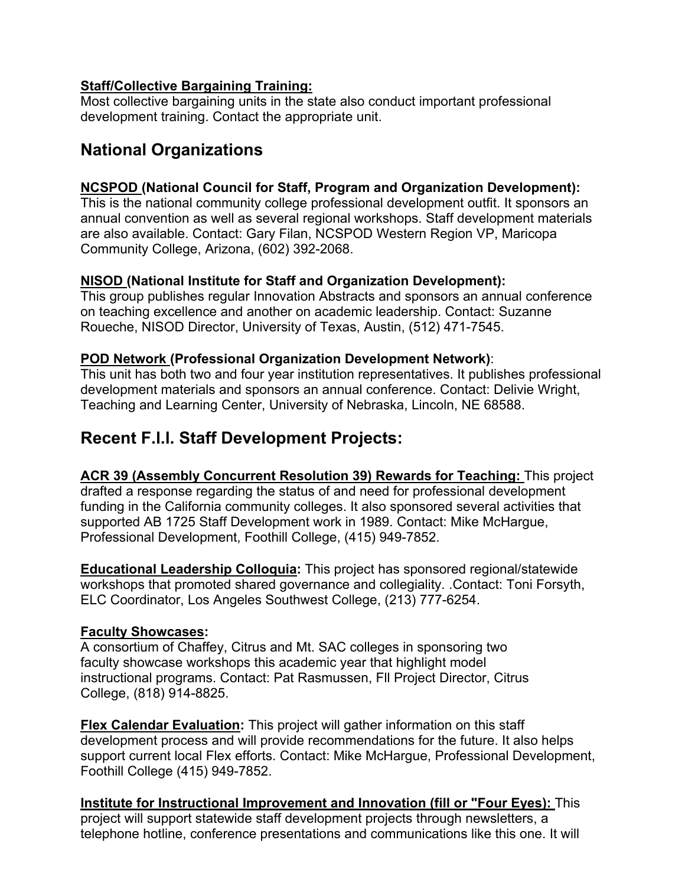**Staff/Collective Bargaining Training:**
Most collective bargaining units in the state also conduct important professional development training. Contact the appropriate unit.

## National Organizations

**NCSPOD (National Council for Staff, Program and Organization Development):**
This is the national community college professional development outfit. It sponsors an annual convention as well as several regional workshops. Staff development materials are also available. Contact: Gary Filan, NCSPOD Western Region VP, Maricopa Community College, Arizona, (602) 392-2068.

**NISOD (National Institute for Staff and Organization Development):**
This group publishes regular Innovation Abstracts and sponsors an annual conference on teaching excellence and another on academic leadership. Contact: Suzanne Roueche, NISOD Director, University of Texas, Austin, (512) 471-7545.

**POD Network (Professional Organization Development Network)**:
This unit has both two and four year institution representatives. It publishes professional development materials and sponsors an annual conference. Contact: Delivie Wright, Teaching and Learning Center, University of Nebraska, Lincoln, NE 68588.

## Recent F.I.I. Staff Development Projects:

**ACR 39 (Assembly Concurrent Resolution 39) Rewards for Teaching:** This project drafted a response regarding the status of and need for professional development funding in the California community colleges. It also sponsored several activities that supported AB 1725 Staff Development work in 1989. Contact: Mike McHargue, Professional Development, Foothill College, (415) 949-7852.

**Educational Leadership Colloquia:** This project has sponsored regional/statewide workshops that promoted shared governance and collegiality. .Contact: Toni Forsyth, ELC Coordinator, Los Angeles Southwest College, (213) 777-6254.

**Faculty Showcases:**
A consortium of Chaffey, Citrus and Mt. SAC colleges in sponsoring two faculty showcase workshops this academic year that highlight model instructional programs. Contact: Pat Rasmussen, FII Project Director, Citrus College, (818) 914-8825.

**Flex Calendar Evaluation:** This project will gather information on this staff development process and will provide recommendations for the future. It also helps support current local Flex efforts. Contact: Mike McHargue, Professional Development, Foothill College (415) 949-7852.

**Institute for Instructional Improvement and Innovation (fiII or "Four Eyes):** This project will support statewide staff development projects through newsletters, a telephone hotline, conference presentations and communications like this one. It will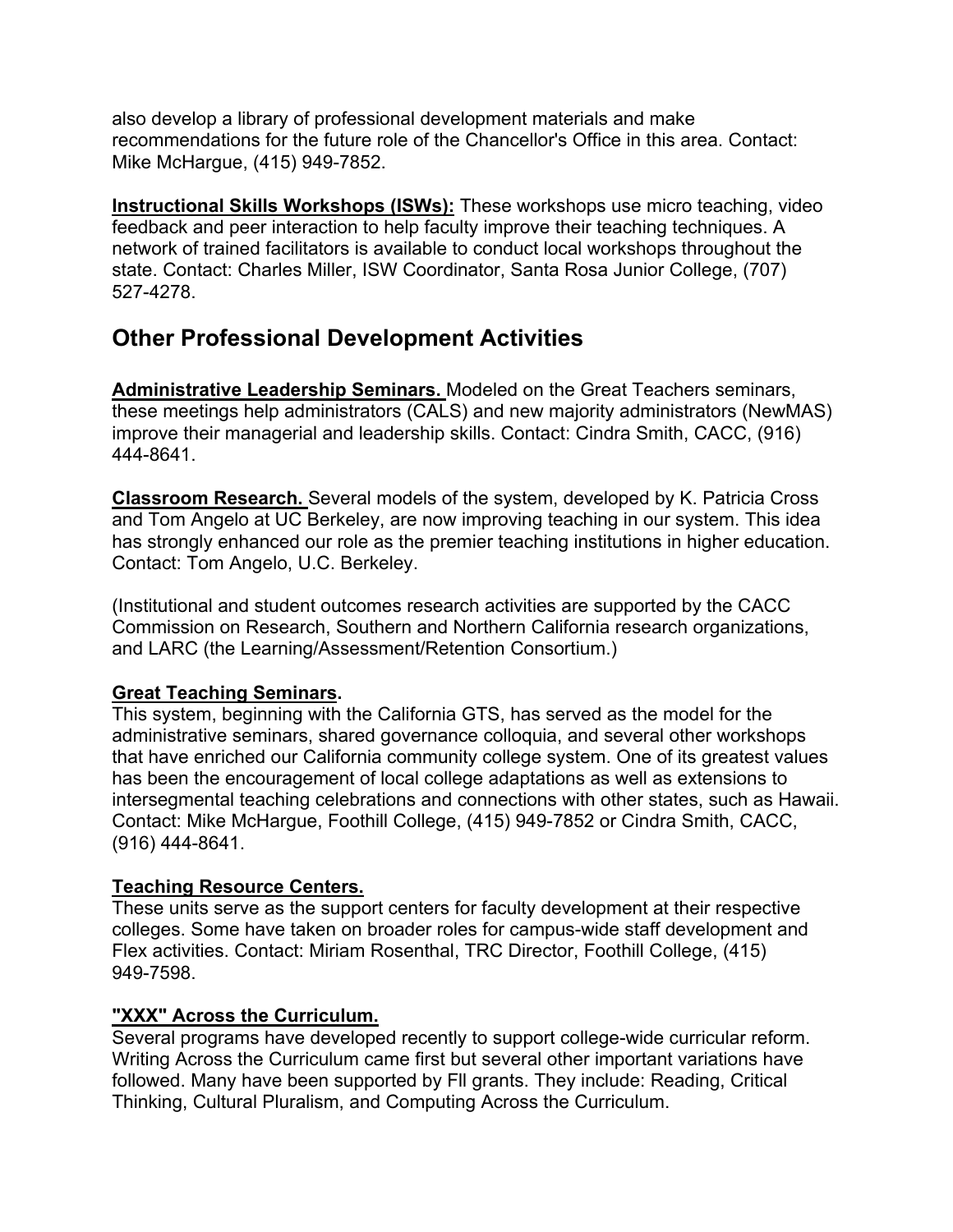also develop a library of professional development materials and make recommendations for the future role of the Chancellor's Office in this area. Contact: Mike McHargue, (415) 949-7852.

**Instructional Skills Workshops (ISWs):** These workshops use micro teaching, video feedback and peer interaction to help faculty improve their teaching techniques. A network of trained facilitators is available to conduct local workshops throughout the state. Contact: Charles Miller, ISW Coordinator, Santa Rosa Junior College, (707) 527-4278.

## Other Professional Development Activities

**Administrative Leadership Seminars.** Modeled on the Great Teachers seminars, these meetings help administrators (CALS) and new majority administrators (NewMAS) improve their managerial and leadership skills. Contact: Cindra Smith, CACC, (916) 444-8641.

**Classroom Research.** Several models of the system, developed by K. Patricia Cross and Tom Angelo at UC Berkeley, are now improving teaching in our system. This idea has strongly enhanced our role as the premier teaching institutions in higher education. Contact: Tom Angelo, U.C. Berkeley.

(Institutional and student outcomes research activities are supported by the CACC Commission on Research, Southern and Northern California research organizations, and LARC (the Learning/Assessment/Retention Consortium.)

**Great Teaching Seminars.**
This system, beginning with the California GTS, has served as the model for the administrative seminars, shared governance colloquia, and several other workshops that have enriched our California community college system. One of its greatest values has been the encouragement of local college adaptations as well as extensions to intersegmental teaching celebrations and connections with other states, such as Hawaii. Contact: Mike McHargue, Foothill College, (415) 949-7852 or Cindra Smith, CACC, (916) 444-8641.

**Teaching Resource Centers.**
These units serve as the support centers for faculty development at their respective colleges. Some have taken on broader roles for campus-wide staff development and Flex activities. Contact: Miriam Rosenthal, TRC Director, Foothill College, (415) 949-7598.

**"XXX" Across the Curriculum.**
Several programs have developed recently to support college-wide curricular reform. Writing Across the Curriculum came first but several other important variations have followed. Many have been supported by FII grants. They include: Reading, Critical Thinking, Cultural Pluralism, and Computing Across the Curriculum.